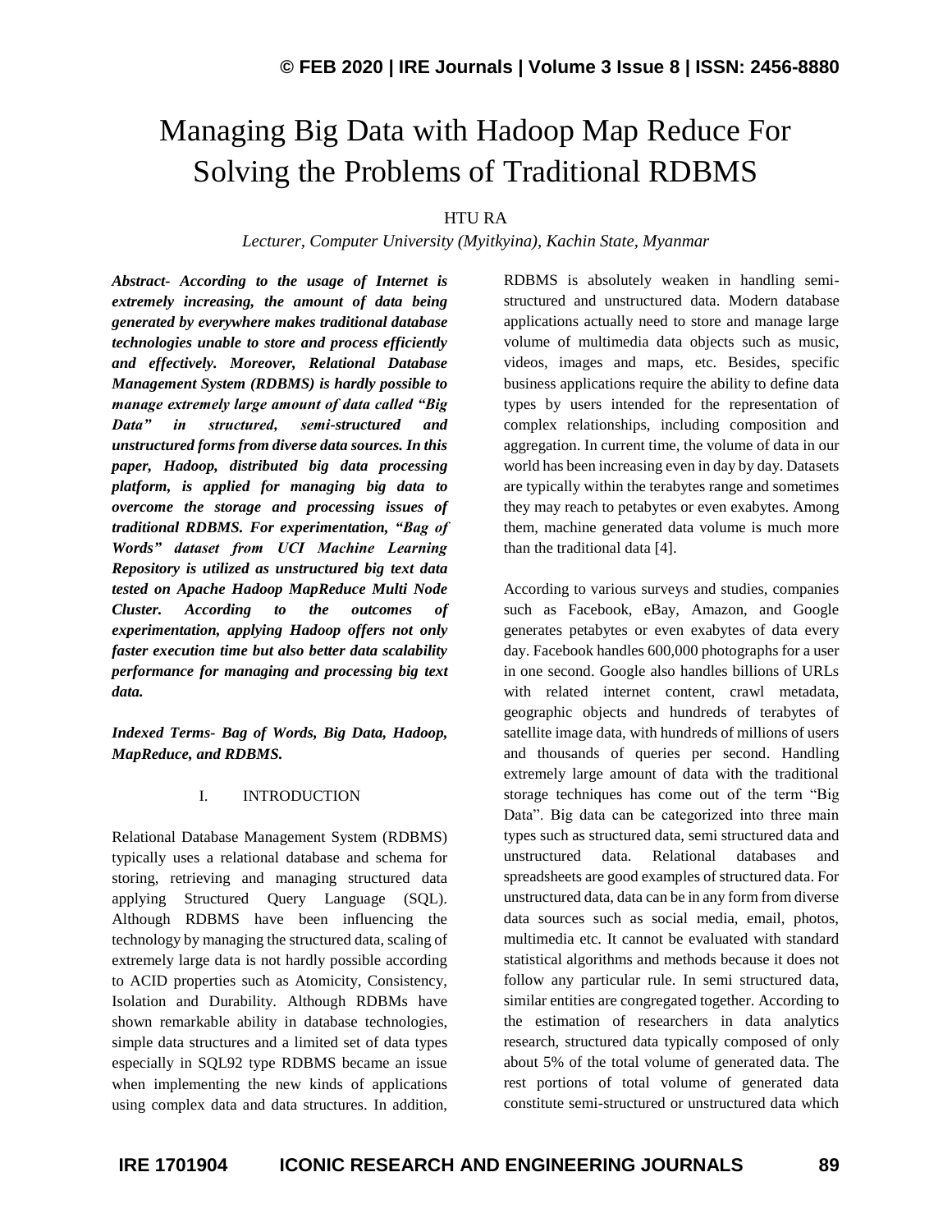# Managing Big Data with Hadoop Map Reduce For Solving the Problems of Traditional RDBMS

HTU RA

*Lecturer, Computer University (Myitkyina), Kachin State, Myanmar*

***Abstract-** According to the usage of Internet is extremely increasing, the amount of data being generated by everywhere makes traditional database technologies unable to store and process efficiently and effectively. Moreover, Relational Database Management System (RDBMS) is hardly possible to manage extremely large amount of data called "Big Data" in structured, semi-structured and unstructured forms from diverse data sources. In this paper, Hadoop, distributed big data processing platform, is applied for managing big data to overcome the storage and processing issues of traditional RDBMS. For experimentation, "Bag of Words" dataset from UCI Machine Learning Repository is utilized as unstructured big text data tested on Apache Hadoop MapReduce Multi Node Cluster. According to the outcomes of experimentation, applying Hadoop offers not only faster execution time but also better data scalability performance for managing and processing big text data.*

***Indexed Terms-** Bag of Words, Big Data, Hadoop, MapReduce, and RDBMS.*

## I. INTRODUCTION

Relational Database Management System (RDBMS) typically uses a relational database and schema for storing, retrieving and managing structured data applying Structured Query Language (SQL). Although RDBMS have been influencing the technology by managing the structured data, scaling of extremely large data is not hardly possible according to ACID properties such as Atomicity, Consistency, Isolation and Durability. Although RDBMs have shown remarkable ability in database technologies, simple data structures and a limited set of data types especially in SQL92 type RDBMS became an issue when implementing the new kinds of applications using complex data and data structures. In addition, RDBMS is absolutely weaken in handling semi-structured and unstructured data. Modern database applications actually need to store and manage large volume of multimedia data objects such as music, videos, images and maps, etc. Besides, specific business applications require the ability to define data types by users intended for the representation of complex relationships, including composition and aggregation. In current time, the volume of data in our world has been increasing even in day by day. Datasets are typically within the terabytes range and sometimes they may reach to petabytes or even exabytes. Among them, machine generated data volume is much more than the traditional data [4].

According to various surveys and studies, companies such as Facebook, eBay, Amazon, and Google generates petabytes or even exabytes of data every day. Facebook handles 600,000 photographs for a user in one second. Google also handles billions of URLs with related internet content, crawl metadata, geographic objects and hundreds of terabytes of satellite image data, with hundreds of millions of users and thousands of queries per second. Handling extremely large amount of data with the traditional storage techniques has come out of the term "Big Data". Big data can be categorized into three main types such as structured data, semi structured data and unstructured data. Relational databases and spreadsheets are good examples of structured data. For unstructured data, data can be in any form from diverse data sources such as social media, email, photos, multimedia etc. It cannot be evaluated with standard statistical algorithms and methods because it does not follow any particular rule. In semi structured data, similar entities are congregated together. According to the estimation of researchers in data analytics research, structured data typically composed of only about 5% of the total volume of generated data. The rest portions of total volume of generated data constitute semi-structured or unstructured data which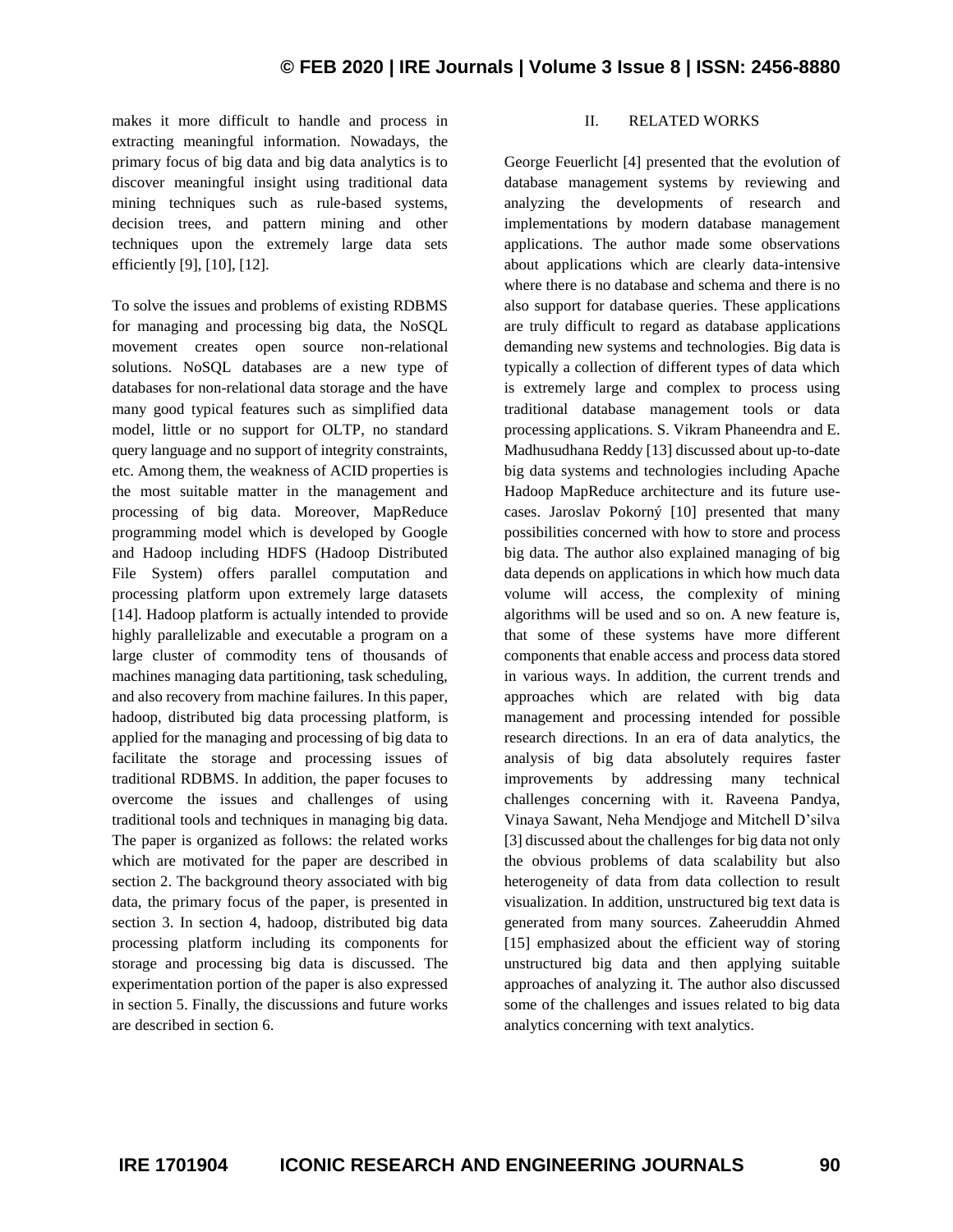makes it more difficult to handle and process in extracting meaningful information. Nowadays, the primary focus of big data and big data analytics is to discover meaningful insight using traditional data mining techniques such as rule-based systems, decision trees, and pattern mining and other techniques upon the extremely large data sets efficiently [9], [10], [12].

To solve the issues and problems of existing RDBMS for managing and processing big data, the NoSQL movement creates open source non-relational solutions. NoSQL databases are a new type of databases for non-relational data storage and the have many good typical features such as simplified data model, little or no support for OLTP, no standard query language and no support of integrity constraints, etc. Among them, the weakness of ACID properties is the most suitable matter in the management and processing of big data. Moreover, MapReduce programming model which is developed by Google and Hadoop including HDFS (Hadoop Distributed File System) offers parallel computation and processing platform upon extremely large datasets [14]. Hadoop platform is actually intended to provide highly parallelizable and executable a program on a large cluster of commodity tens of thousands of machines managing data partitioning, task scheduling, and also recovery from machine failures. In this paper, hadoop, distributed big data processing platform, is applied for the managing and processing of big data to facilitate the storage and processing issues of traditional RDBMS. In addition, the paper focuses to overcome the issues and challenges of using traditional tools and techniques in managing big data. The paper is organized as follows: the related works which are motivated for the paper are described in section 2. The background theory associated with big data, the primary focus of the paper, is presented in section 3. In section 4, hadoop, distributed big data processing platform including its components for storage and processing big data is discussed. The experimentation portion of the paper is also expressed in section 5. Finally, the discussions and future works are described in section 6.

## II. RELATED WORKS

George Feuerlicht [4] presented that the evolution of database management systems by reviewing and analyzing the developments of research and implementations by modern database management applications. The author made some observations about applications which are clearly data-intensive where there is no database and schema and there is no also support for database queries. These applications are truly difficult to regard as database applications demanding new systems and technologies. Big data is typically a collection of different types of data which is extremely large and complex to process using traditional database management tools or data processing applications. S. Vikram Phaneendra and E. Madhusudhana Reddy [13] discussed about up-to-date big data systems and technologies including Apache Hadoop MapReduce architecture and its future use-cases. Jaroslav Pokorný [10] presented that many possibilities concerned with how to store and process big data. The author also explained managing of big data depends on applications in which how much data volume will access, the complexity of mining algorithms will be used and so on. A new feature is, that some of these systems have more different components that enable access and process data stored in various ways. In addition, the current trends and approaches which are related with big data management and processing intended for possible research directions. In an era of data analytics, the analysis of big data absolutely requires faster improvements by addressing many technical challenges concerning with it. Raveena Pandya, Vinaya Sawant, Neha Mendjoge and Mitchell D'silva [3] discussed about the challenges for big data not only the obvious problems of data scalability but also heterogeneity of data from data collection to result visualization. In addition, unstructured big text data is generated from many sources. Zaheeruddin Ahmed [15] emphasized about the efficient way of storing unstructured big data and then applying suitable approaches of analyzing it. The author also discussed some of the challenges and issues related to big data analytics concerning with text analytics.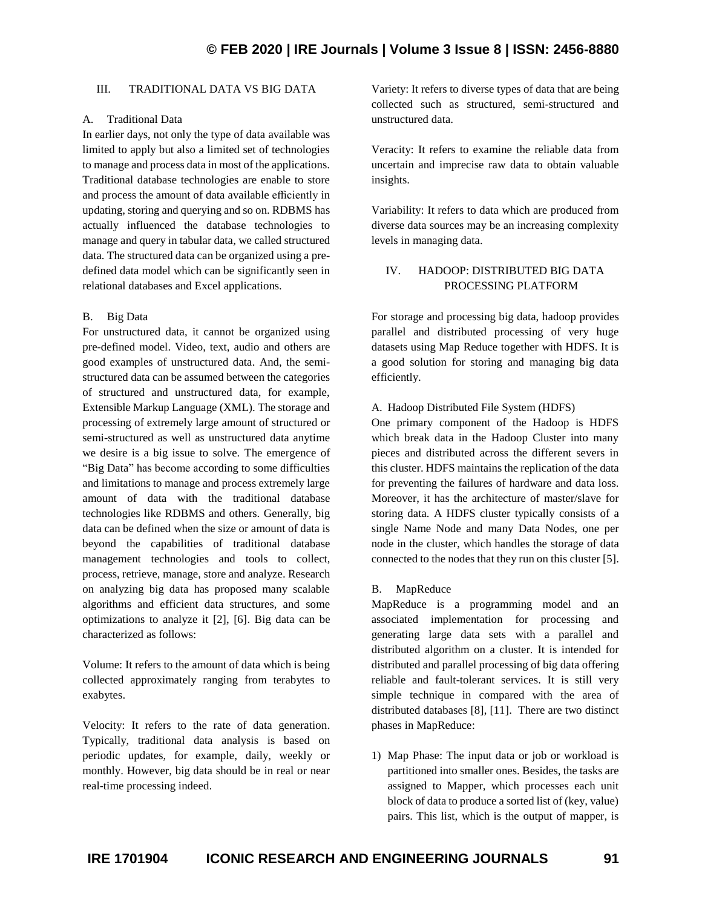## III. TRADITIONAL DATA VS BIG DATA

### A. Traditional Data

In earlier days, not only the type of data available was limited to apply but also a limited set of technologies to manage and process data in most of the applications. Traditional database technologies are enable to store and process the amount of data available efficiently in updating, storing and querying and so on. RDBMS has actually influenced the database technologies to manage and query in tabular data, we called structured data. The structured data can be organized using a pre-defined data model which can be significantly seen in relational databases and Excel applications.

### B. Big Data

For unstructured data, it cannot be organized using pre-defined model. Video, text, audio and others are good examples of unstructured data. And, the semi-structured data can be assumed between the categories of structured and unstructured data, for example, Extensible Markup Language (XML). The storage and processing of extremely large amount of structured or semi-structured as well as unstructured data anytime we desire is a big issue to solve. The emergence of "Big Data" has become according to some difficulties and limitations to manage and process extremely large amount of data with the traditional database technologies like RDBMS and others. Generally, big data can be defined when the size or amount of data is beyond the capabilities of traditional database management technologies and tools to collect, process, retrieve, manage, store and analyze. Research on analyzing big data has proposed many scalable algorithms and efficient data structures, and some optimizations to analyze it [2], [6]. Big data can be characterized as follows:

Volume: It refers to the amount of data which is being collected approximately ranging from terabytes to exabytes.

Velocity: It refers to the rate of data generation. Typically, traditional data analysis is based on periodic updates, for example, daily, weekly or monthly. However, big data should be in real or near real-time processing indeed.

Variety: It refers to diverse types of data that are being collected such as structured, semi-structured and unstructured data.

Veracity: It refers to examine the reliable data from uncertain and imprecise raw data to obtain valuable insights.

Variability: It refers to data which are produced from diverse data sources may be an increasing complexity levels in managing data.

## IV. HADOOP: DISTRIBUTED BIG DATA PROCESSING PLATFORM

For storage and processing big data, hadoop provides parallel and distributed processing of very huge datasets using Map Reduce together with HDFS. It is a good solution for storing and managing big data efficiently.

### A. Hadoop Distributed File System (HDFS)

One primary component of the Hadoop is HDFS which break data in the Hadoop Cluster into many pieces and distributed across the different severs in this cluster. HDFS maintains the replication of the data for preventing the failures of hardware and data loss. Moreover, it has the architecture of master/slave for storing data. A HDFS cluster typically consists of a single Name Node and many Data Nodes, one per node in the cluster, which handles the storage of data connected to the nodes that they run on this cluster [5].

### B. MapReduce

MapReduce is a programming model and an associated implementation for processing and generating large data sets with a parallel and distributed algorithm on a cluster. It is intended for distributed and parallel processing of big data offering reliable and fault-tolerant services. It is still very simple technique in compared with the area of distributed databases [8], [11]. There are two distinct phases in MapReduce:

1) Map Phase: The input data or job or workload is partitioned into smaller ones. Besides, the tasks are assigned to Mapper, which processes each unit block of data to produce a sorted list of (key, value) pairs. This list, which is the output of mapper, is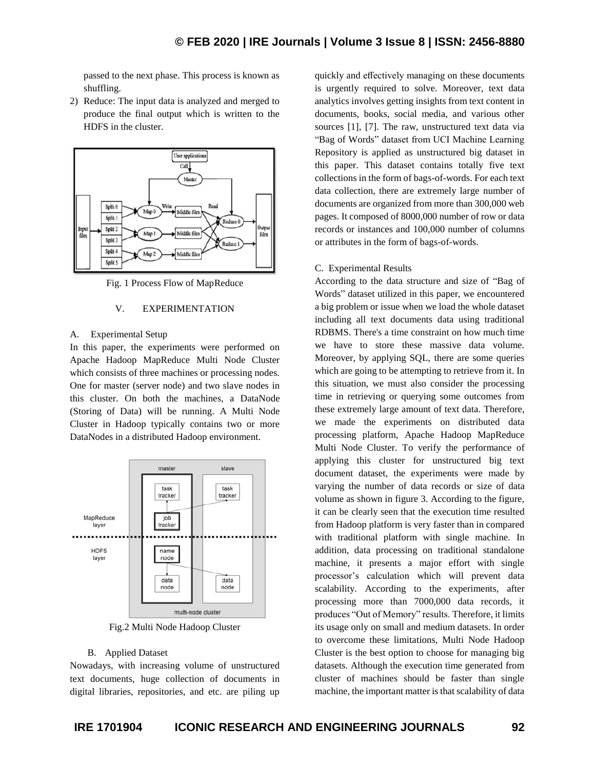passed to the next phase. This process is known as shuffling.

2) Reduce: The input data is analyzed and merged to produce the final output which is written to the HDFS in the cluster.

Fig. 1 Process Flow of MapReduce

## V. EXPERIMENTATION

### A. Experimental Setup

In this paper, the experiments were performed on Apache Hadoop MapReduce Multi Node Cluster which consists of three machines or processing nodes. One for master (server node) and two slave nodes in this cluster. On both the machines, a DataNode (Storing of Data) will be running. A Multi Node Cluster in Hadoop typically contains two or more DataNodes in a distributed Hadoop environment.

Fig.2 Multi Node Hadoop Cluster

### B. Applied Dataset

Nowadays, with increasing volume of unstructured text documents, huge collection of documents in digital libraries, repositories, and etc. are piling up quickly and effectively managing on these documents is urgently required to solve. Moreover, text data analytics involves getting insights from text content in documents, books, social media, and various other sources [1], [7]. The raw, unstructured text data via "Bag of Words" dataset from UCI Machine Learning Repository is applied as unstructured big dataset in this paper. This dataset contains totally five text collections in the form of bags-of-words. For each text data collection, there are extremely large number of documents are organized from more than 300,000 web pages. It composed of 8000,000 number of row or data records or instances and 100,000 number of columns or attributes in the form of bags-of-words.

### C. Experimental Results

According to the data structure and size of "Bag of Words" dataset utilized in this paper, we encountered a big problem or issue when we load the whole dataset including all text documents data using traditional RDBMS. There's a time constraint on how much time we have to store these massive data volume. Moreover, by applying SQL, there are some queries which are going to be attempting to retrieve from it. In this situation, we must also consider the processing time in retrieving or querying some outcomes from these extremely large amount of text data. Therefore, we made the experiments on distributed data processing platform, Apache Hadoop MapReduce Multi Node Cluster. To verify the performance of applying this cluster for unstructured big text document dataset, the experiments were made by varying the number of data records or size of data volume as shown in figure 3. According to the figure, it can be clearly seen that the execution time resulted from Hadoop platform is very faster than in compared with traditional platform with single machine. In addition, data processing on traditional standalone machine, it presents a major effort with single processor's calculation which will prevent data scalability. According to the experiments, after processing more than 7000,000 data records, it produces "Out of Memory" results. Therefore, it limits its usage only on small and medium datasets. In order to overcome these limitations, Multi Node Hadoop Cluster is the best option to choose for managing big datasets. Although the execution time generated from cluster of machines should be faster than single machine, the important matter is that scalability of data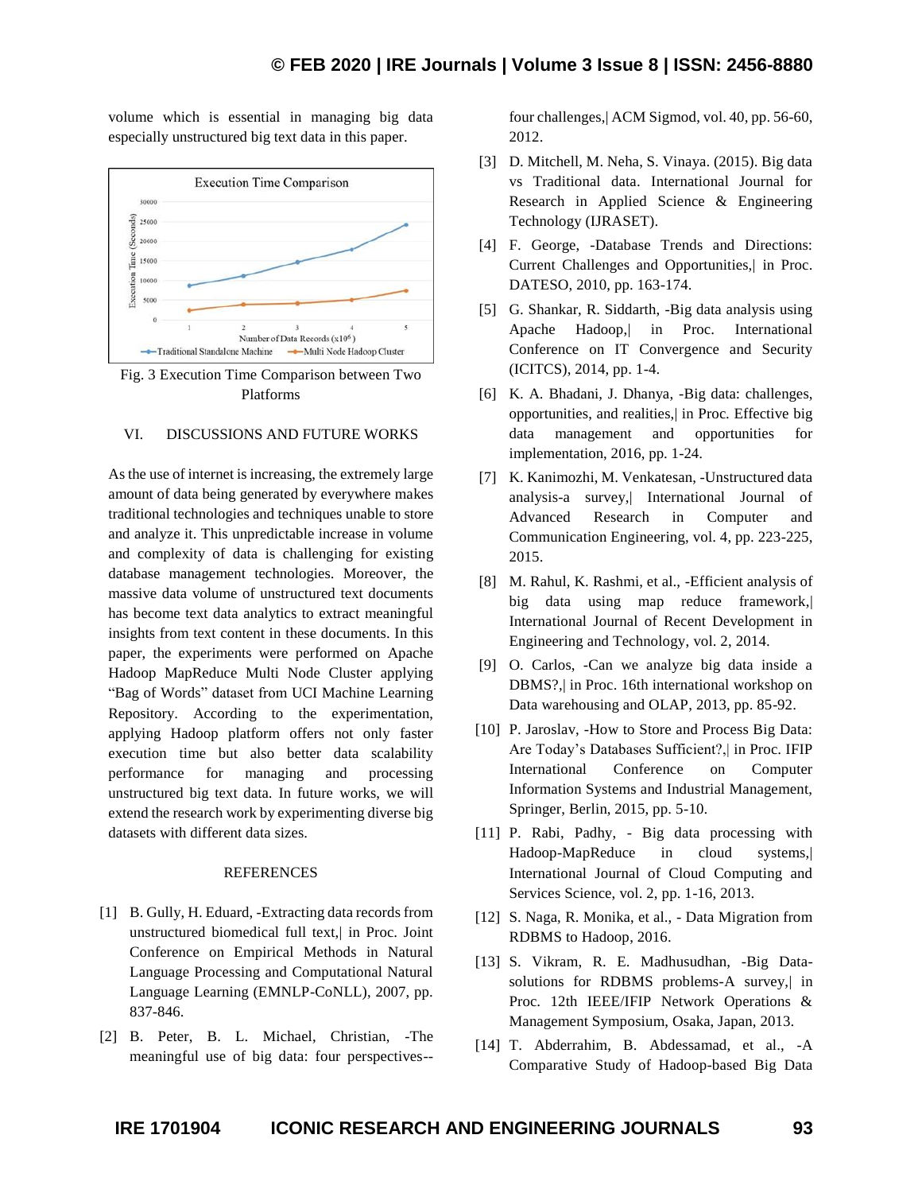volume which is essential in managing big data especially unstructured big text data in this paper.

Fig. 3 Execution Time Comparison between Two Platforms

## VI. DISCUSSIONS AND FUTURE WORKS

As the use of internet is increasing, the extremely large amount of data being generated by everywhere makes traditional technologies and techniques unable to store and analyze it. This unpredictable increase in volume and complexity of data is challenging for existing database management technologies. Moreover, the massive data volume of unstructured text documents has become text data analytics to extract meaningful insights from text content in these documents. In this paper, the experiments were performed on Apache Hadoop MapReduce Multi Node Cluster applying "Bag of Words" dataset from UCI Machine Learning Repository. According to the experimentation, applying Hadoop platform offers not only faster execution time but also better data scalability performance for managing and processing unstructured big text data. In future works, we will extend the research work by experimenting diverse big datasets with different data sizes.

## REFERENCES

[1] B. Gully, H. Eduard, -Extracting data records from unstructured biomedical full text,| in Proc. Joint Conference on Empirical Methods in Natural Language Processing and Computational Natural Language Learning (EMNLP-CoNLL), 2007, pp. 837-846.

[2] B. Peter, B. L. Michael, Christian, -The meaningful use of big data: four perspectives--four challenges,| ACM Sigmod, vol. 40, pp. 56-60, 2012.

[3] D. Mitchell, M. Neha, S. Vinaya. (2015). Big data vs Traditional data. International Journal for Research in Applied Science & Engineering Technology (IJRASET).

[4] F. George, -Database Trends and Directions: Current Challenges and Opportunities,| in Proc. DATESO, 2010, pp. 163-174.

[5] G. Shankar, R. Siddarth, -Big data analysis using Apache Hadoop,| in Proc. International Conference on IT Convergence and Security (ICITCS), 2014, pp. 1-4.

[6] K. A. Bhadani, J. Dhanya, -Big data: challenges, opportunities, and realities,| in Proc. Effective big data management and opportunities for implementation, 2016, pp. 1-24.

[7] K. Kanimozhi, M. Venkatesan, -Unstructured data analysis-a survey,| International Journal of Advanced Research in Computer and Communication Engineering, vol. 4, pp. 223-225, 2015.

[8] M. Rahul, K. Rashmi, et al., -Efficient analysis of big data using map reduce framework,| International Journal of Recent Development in Engineering and Technology, vol. 2, 2014.

[9] O. Carlos, -Can we analyze big data inside a DBMS?,| in Proc. 16th international workshop on Data warehousing and OLAP, 2013, pp. 85-92.

[10] P. Jaroslav, -How to Store and Process Big Data: Are Today's Databases Sufficient?,| in Proc. IFIP International Conference on Computer Information Systems and Industrial Management, Springer, Berlin, 2015, pp. 5-10.

[11] P. Rabi, Padhy, - Big data processing with Hadoop-MapReduce in cloud systems,| International Journal of Cloud Computing and Services Science, vol. 2, pp. 1-16, 2013.

[12] S. Naga, R. Monika, et al., - Data Migration from RDBMS to Hadoop, 2016.

[13] S. Vikram, R. E. Madhusudhan, -Big Data-solutions for RDBMS problems-A survey,| in Proc. 12th IEEE/IFIP Network Operations & Management Symposium, Osaka, Japan, 2013.

[14] T. Abderrahim, B. Abdessamad, et al., -A Comparative Study of Hadoop-based Big Data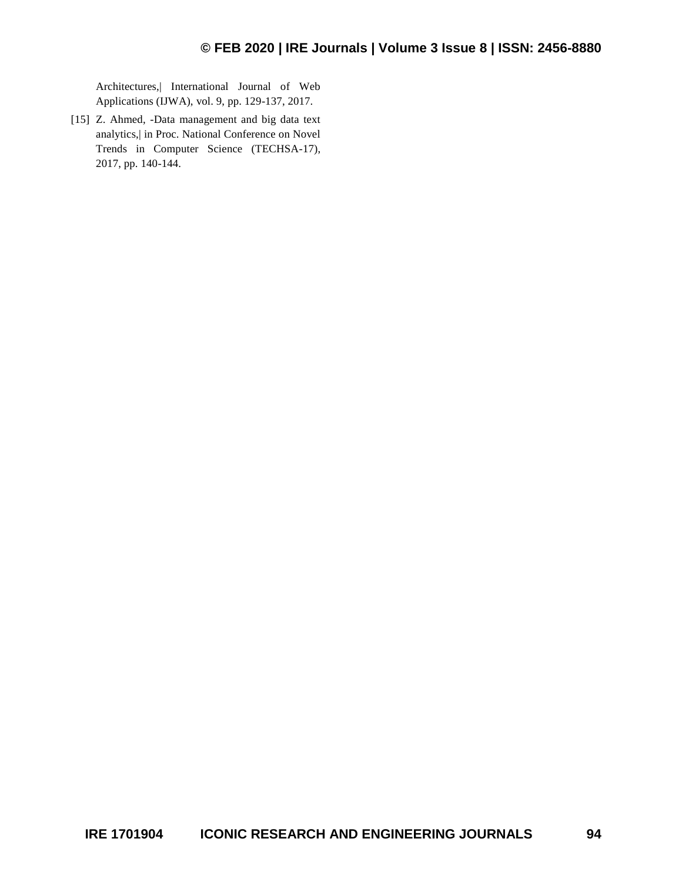Architectures,| International Journal of Web Applications (IJWA), vol. 9, pp. 129-137, 2017.

[15] Z. Ahmed, -Data management and big data text analytics,| in Proc. National Conference on Novel Trends in Computer Science (TECHSA-17), 2017, pp. 140-144.